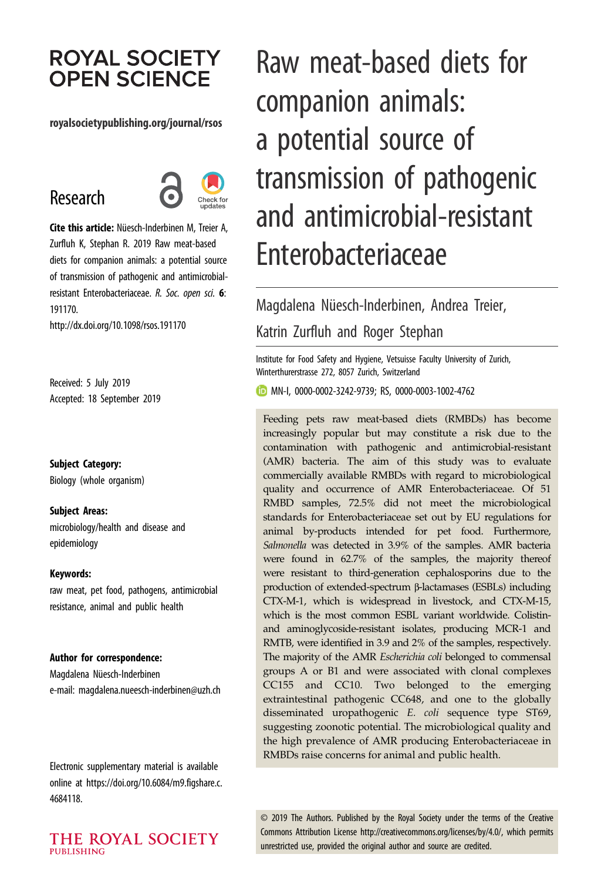# Raw meat-based diets for companion animals: a potential source of transmission of pathogenic and antimicrobial-resistant Enterobacteriaceae

Magdalena Nüesch-Inderbinen, Andrea Treier, Katrin Zurfluh and Roger Stephan

Institute for Food Safety and Hygiene, Vetsuisse Faculty University of Zurich, Winterthurerstrasse 272, 8057 Zurich, Switzerland

MN-I, 0000-0002-3242-9739; RS, 0000-0003-1002-4762

ROYAL SOCIETY OPEN SCIENCE

royalsocietypublishing.org/journal/rsos

Research

**Cite this article:** Nüesch-Inderbinen M, Treier A, Zurfluh K, Stephan R. 2019 Raw meat-based diets for companion animals: a potential source of transmission of pathogenic and antimicrobial-resistant Enterobacteriaceae. *R. Soc. open sci.* **6**: 191170.
http://dx.doi.org/10.1098/rsos.191170

Received: 5 July 2019
Accepted: 18 September 2019

**Subject Category:**
Biology (whole organism)

**Subject Areas:**
microbiology/health and disease and epidemiology

**Keywords:**
raw meat, pet food, pathogens, antimicrobial resistance, animal and public health

**Author for correspondence:**
Magdalena Nüesch-Inderbinen
e-mail: magdalena.nueesch-inderbinen@uzh.ch

Electronic supplementary material is available online at https://doi.org/10.6084/m9.figshare.c.4684118.

Feeding pets raw meat-based diets (RMBDs) has become increasingly popular but may constitute a risk due to the contamination with pathogenic and antimicrobial-resistant (AMR) bacteria. The aim of this study was to evaluate commercially available RMBDs with regard to microbiological quality and occurrence of AMR Enterobacteriaceae. Of 51 RMBD samples, 72.5% did not meet the microbiological standards for Enterobacteriaceae set out by EU regulations for animal by-products intended for pet food. Furthermore, *Salmonella* was detected in 3.9% of the samples. AMR bacteria were found in 62.7% of the samples, the majority thereof were resistant to third-generation cephalosporins due to the production of extended-spectrum β-lactamases (ESBLs) including CTX-M-1, which is widespread in livestock, and CTX-M-15, which is the most common ESBL variant worldwide. Colistin- and aminoglycoside-resistant isolates, producing MCR-1 and RMTB, were identified in 3.9 and 2% of the samples, respectively. The majority of the AMR *Escherichia coli* belonged to commensal groups A or B1 and were associated with clonal complexes CC155 and CC10. Two belonged to the emerging extraintestinal pathogenic CC648, and one to the globally disseminated uropathogenic *E. coli* sequence type ST69, suggesting zoonotic potential. The microbiological quality and the high prevalence of AMR producing Enterobacteriaceae in RMBDs raise concerns for animal and public health.

© 2019 The Authors. Published by the Royal Society under the terms of the Creative Commons Attribution License http://creativecommons.org/licenses/by/4.0/, which permits unrestricted use, provided the original author and source are credited.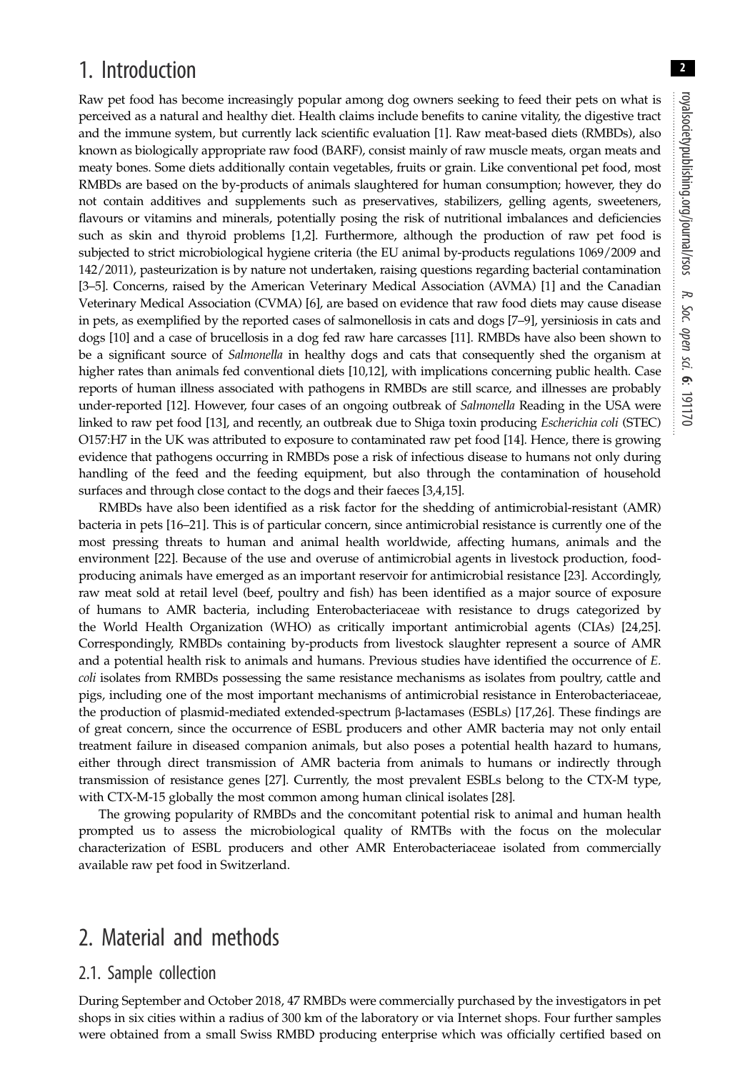# 1. Introduction

Raw pet food has become increasingly popular among dog owners seeking to feed their pets on what is perceived as a natural and healthy diet. Health claims include benefits to canine vitality, the digestive tract and the immune system, but currently lack scientific evaluation [1]. Raw meat-based diets (RMBDs), also known as biologically appropriate raw food (BARF), consist mainly of raw muscle meats, organ meats and meaty bones. Some diets additionally contain vegetables, fruits or grain. Like conventional pet food, most RMBDs are based on the by-products of animals slaughtered for human consumption; however, they do not contain additives and supplements such as preservatives, stabilizers, gelling agents, sweeteners, flavours or vitamins and minerals, potentially posing the risk of nutritional imbalances and deficiencies such as skin and thyroid problems [1,2]. Furthermore, although the production of raw pet food is subjected to strict microbiological hygiene criteria (the EU animal by-products regulations 1069/2009 and 142/2011), pasteurization is by nature not undertaken, raising questions regarding bacterial contamination [3–5]. Concerns, raised by the American Veterinary Medical Association (AVMA) [1] and the Canadian Veterinary Medical Association (CVMA) [6], are based on evidence that raw food diets may cause disease in pets, as exemplified by the reported cases of salmonellosis in cats and dogs [7–9], yersiniosis in cats and dogs [10] and a case of brucellosis in a dog fed raw hare carcasses [11]. RMBDs have also been shown to be a significant source of *Salmonella* in healthy dogs and cats that consequently shed the organism at higher rates than animals fed conventional diets [10,12], with implications concerning public health. Case reports of human illness associated with pathogens in RMBDs are still scarce, and illnesses are probably under-reported [12]. However, four cases of an ongoing outbreak of *Salmonella* Reading in the USA were linked to raw pet food [13], and recently, an outbreak due to Shiga toxin producing *Escherichia coli* (STEC) O157:H7 in the UK was attributed to exposure to contaminated raw pet food [14]. Hence, there is growing evidence that pathogens occurring in RMBDs pose a risk of infectious disease to humans not only during handling of the feed and the feeding equipment, but also through the contamination of household surfaces and through close contact to the dogs and their faeces [3,4,15].

RMBDs have also been identified as a risk factor for the shedding of antimicrobial-resistant (AMR) bacteria in pets [16–21]. This is of particular concern, since antimicrobial resistance is currently one of the most pressing threats to human and animal health worldwide, affecting humans, animals and the environment [22]. Because of the use and overuse of antimicrobial agents in livestock production, food-producing animals have emerged as an important reservoir for antimicrobial resistance [23]. Accordingly, raw meat sold at retail level (beef, poultry and fish) has been identified as a major source of exposure of humans to AMR bacteria, including Enterobacteriaceae with resistance to drugs categorized by the World Health Organization (WHO) as critically important antimicrobial agents (CIAs) [24,25]. Correspondingly, RMBDs containing by-products from livestock slaughter represent a source of AMR and a potential health risk to animals and humans. Previous studies have identified the occurrence of *E. coli* isolates from RMBDs possessing the same resistance mechanisms as isolates from poultry, cattle and pigs, including one of the most important mechanisms of antimicrobial resistance in Enterobacteriaceae, the production of plasmid-mediated extended-spectrum β-lactamases (ESBLs) [17,26]. These findings are of great concern, since the occurrence of ESBL producers and other AMR bacteria may not only entail treatment failure in diseased companion animals, but also poses a potential health hazard to humans, either through direct transmission of AMR bacteria from animals to humans or indirectly through transmission of resistance genes [27]. Currently, the most prevalent ESBLs belong to the CTX-M type, with CTX-M-15 globally the most common among human clinical isolates [28].

The growing popularity of RMBDs and the concomitant potential risk to animal and human health prompted us to assess the microbiological quality of RMTBs with the focus on the molecular characterization of ESBL producers and other AMR Enterobacteriaceae isolated from commercially available raw pet food in Switzerland.

# 2. Material and methods

## 2.1. Sample collection

During September and October 2018, 47 RMBDs were commercially purchased by the investigators in pet shops in six cities within a radius of 300 km of the laboratory or via Internet shops. Four further samples were obtained from a small Swiss RMBD producing enterprise which was officially certified based on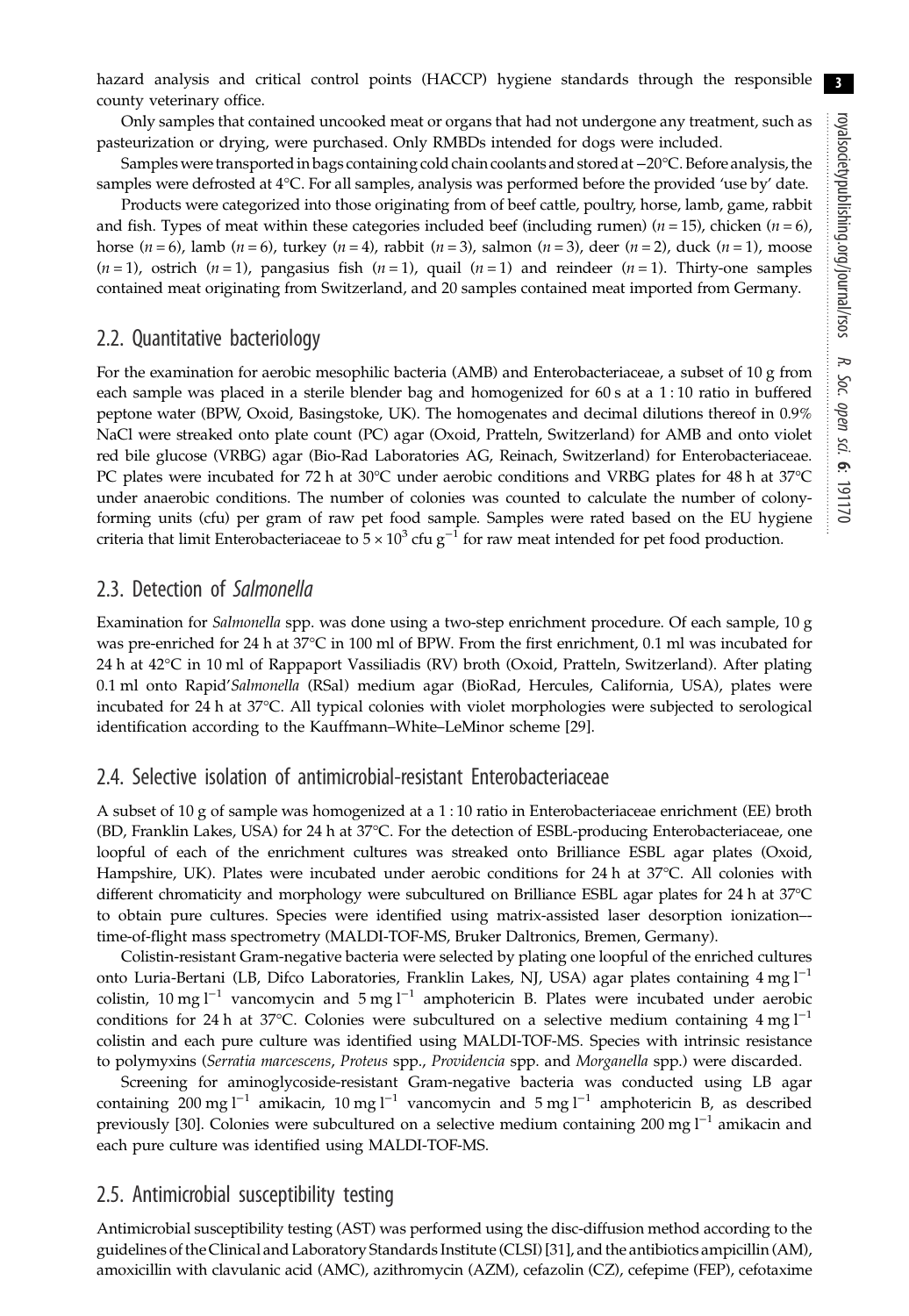hazard analysis and critical control points (HACCP) hygiene standards through the responsible county veterinary office.

Only samples that contained uncooked meat or organs that had not undergone any treatment, such as pasteurization or drying, were purchased. Only RMBDs intended for dogs were included.

Samples were transported in bags containing cold chain coolants and stored at −20°C. Before analysis, the samples were defrosted at 4°C. For all samples, analysis was performed before the provided 'use by' date.

Products were categorized into those originating from of beef cattle, poultry, horse, lamb, game, rabbit and fish. Types of meat within these categories included beef (including rumen) ($n = 15$), chicken ($n = 6$), horse ($n = 6$), lamb ($n = 6$), turkey ($n = 4$), rabbit ($n = 3$), salmon ($n = 3$), deer ($n = 2$), duck ($n = 1$), moose ($n = 1$), ostrich ($n = 1$), pangasius fish ($n = 1$), quail ($n = 1$) and reindeer ($n = 1$). Thirty-one samples contained meat originating from Switzerland, and 20 samples contained meat imported from Germany.

## 2.2. Quantitative bacteriology

For the examination for aerobic mesophilic bacteria (AMB) and Enterobacteriaceae, a subset of 10 g from each sample was placed in a sterile blender bag and homogenized for 60 s at a 1 : 10 ratio in buffered peptone water (BPW, Oxoid, Basingstoke, UK). The homogenates and decimal dilutions thereof in 0.9% NaCl were streaked onto plate count (PC) agar (Oxoid, Pratteln, Switzerland) for AMB and onto violet red bile glucose (VRBG) agar (Bio-Rad Laboratories AG, Reinach, Switzerland) for Enterobacteriaceae. PC plates were incubated for 72 h at 30°C under aerobic conditions and VRBG plates for 48 h at 37°C under anaerobic conditions. The number of colonies was counted to calculate the number of colony-forming units (cfu) per gram of raw pet food sample. Samples were rated based on the EU hygiene criteria that limit Enterobacteriaceae to $5 \times 10^3$ cfu $g^{-1}$ for raw meat intended for pet food production.

## 2.3. Detection of *Salmonella*

Examination for *Salmonella* spp. was done using a two-step enrichment procedure. Of each sample, 10 g was pre-enriched for 24 h at 37°C in 100 ml of BPW. From the first enrichment, 0.1 ml was incubated for 24 h at 42°C in 10 ml of Rappaport Vassiliadis (RV) broth (Oxoid, Pratteln, Switzerland). After plating 0.1 ml onto Rapid'*Salmonella* (RSal) medium agar (BioRad, Hercules, California, USA), plates were incubated for 24 h at 37°C. All typical colonies with violet morphologies were subjected to serological identification according to the Kauffmann–White–LeMinor scheme [29].

## 2.4. Selective isolation of antimicrobial-resistant Enterobacteriaceae

A subset of 10 g of sample was homogenized at a 1 : 10 ratio in Enterobacteriaceae enrichment (EE) broth (BD, Franklin Lakes, USA) for 24 h at 37°C. For the detection of ESBL-producing Enterobacteriaceae, one loopful of each of the enrichment cultures was streaked onto Brilliance ESBL agar plates (Oxoid, Hampshire, UK). Plates were incubated under aerobic conditions for 24 h at 37°C. All colonies with different chromaticity and morphology were subcultured on Brilliance ESBL agar plates for 24 h at 37°C to obtain pure cultures. Species were identified using matrix-assisted laser desorption ionization–-time-of-flight mass spectrometry (MALDI-TOF-MS, Bruker Daltronics, Bremen, Germany).

Colistin-resistant Gram-negative bacteria were selected by plating one loopful of the enriched cultures onto Luria-Bertani (LB, Difco Laboratories, Franklin Lakes, NJ, USA) agar plates containing 4 mg $l^{-1}$ colistin, 10 mg $l^{-1}$ vancomycin and 5 mg $l^{-1}$ amphotericin B. Plates were incubated under aerobic conditions for 24 h at 37°C. Colonies were subcultured on a selective medium containing 4 mg $l^{-1}$ colistin and each pure culture was identified using MALDI-TOF-MS. Species with intrinsic resistance to polymyxins (*Serratia marcescens*, *Proteus* spp., *Providencia* spp. and *Morganella* spp.) were discarded.

Screening for aminoglycoside-resistant Gram-negative bacteria was conducted using LB agar containing 200 mg $l^{-1}$ amikacin, 10 mg $l^{-1}$ vancomycin and 5 mg $l^{-1}$ amphotericin B, as described previously [30]. Colonies were subcultured on a selective medium containing 200 mg $l^{-1}$ amikacin and each pure culture was identified using MALDI-TOF-MS.

## 2.5. Antimicrobial susceptibility testing

Antimicrobial susceptibility testing (AST) was performed using the disc-diffusion method according to the guidelines of the Clinical and Laboratory Standards Institute (CLSI) [31], and the antibiotics ampicillin (AM), amoxicillin with clavulanic acid (AMC), azithromycin (AZM), cefazolin (CZ), cefepime (FEP), cefotaxime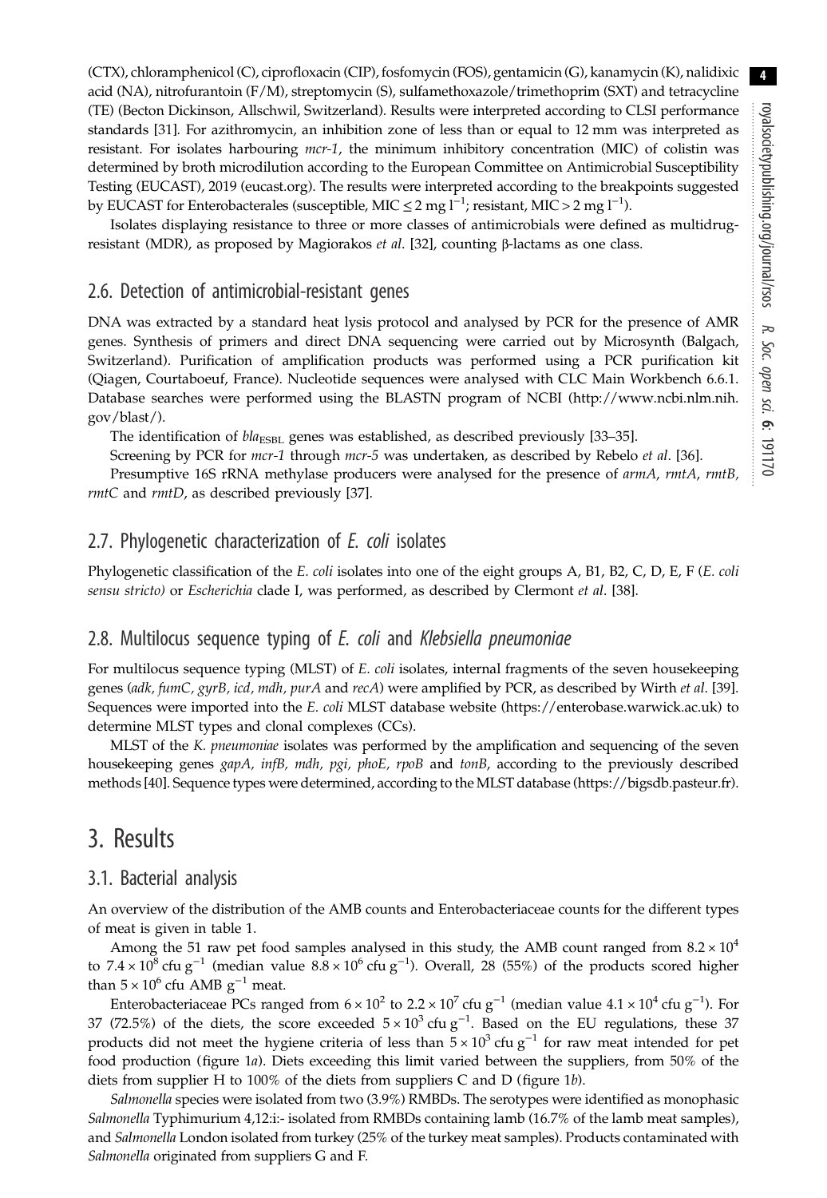(CTX), chloramphenicol (C), ciprofloxacin (CIP), fosfomycin (FOS), gentamicin (G), kanamycin (K), nalidixic acid (NA), nitrofurantoin (F/M), streptomycin (S), sulfamethoxazole/trimethoprim (SXT) and tetracycline (TE) (Becton Dickinson, Allschwil, Switzerland). Results were interpreted according to CLSI performance standards [31]. For azithromycin, an inhibition zone of less than or equal to 12 mm was interpreted as resistant. For isolates harbouring *mcr-1*, the minimum inhibitory concentration (MIC) of colistin was determined by broth microdilution according to the European Committee on Antimicrobial Susceptibility Testing (EUCAST), 2019 (eucast.org). The results were interpreted according to the breakpoints suggested by EUCAST for Enterobacterales (susceptible, MIC $\leq 2$ mg $l^{-1}$; resistant, MIC $> 2$ mg $l^{-1}$).

Isolates displaying resistance to three or more classes of antimicrobials were defined as multidrug-resistant (MDR), as proposed by Magiorakos *et al*. [32], counting β-lactams as one class.

## 2.6. Detection of antimicrobial-resistant genes

DNA was extracted by a standard heat lysis protocol and analysed by PCR for the presence of AMR genes. Synthesis of primers and direct DNA sequencing were carried out by Microsynth (Balgach, Switzerland). Purification of amplification products was performed using a PCR purification kit (Qiagen, Courtaboeuf, France). Nucleotide sequences were analysed with CLC Main Workbench 6.6.1. Database searches were performed using the BLASTN program of NCBI (http://www.ncbi.nlm.nih.gov/blast/).

The identification of $bla_{\mathrm{ESBL}}$ genes was established, as described previously [33–35].

Screening by PCR for *mcr-1* through *mcr-5* was undertaken, as described by Rebelo *et al*. [36].

Presumptive 16S rRNA methylase producers were analysed for the presence of *armA*, *rmtA*, *rmtB*, *rmtC* and *rmtD*, as described previously [37].

## 2.7. Phylogenetic characterization of *E. coli* isolates

Phylogenetic classification of the *E. coli* isolates into one of the eight groups A, B1, B2, C, D, E, F (*E. coli sensu stricto)* or *Escherichia* clade I, was performed, as described by Clermont *et al*. [38].

## 2.8. Multilocus sequence typing of *E. coli* and *Klebsiella pneumoniae*

For multilocus sequence typing (MLST) of *E. coli* isolates, internal fragments of the seven housekeeping genes (*adk*, *fumC*, *gyrB*, *icd*, *mdh*, *purA* and *recA*) were amplified by PCR, as described by Wirth *et al*. [39]. Sequences were imported into the *E. coli* MLST database website (https://enterobase.warwick.ac.uk) to determine MLST types and clonal complexes (CCs).

MLST of the *K. pneumoniae* isolates was performed by the amplification and sequencing of the seven housekeeping genes *gapA*, *infB*, *mdh*, *pgi*, *phoE*, *rpoB* and *tonB*, according to the previously described methods [40]. Sequence types were determined, according to the MLST database (https://bigsdb.pasteur.fr).

# 3. Results

## 3.1. Bacterial analysis

An overview of the distribution of the AMB counts and Enterobacteriaceae counts for the different types of meat is given in table 1.

Among the 51 raw pet food samples analysed in this study, the AMB count ranged from $8.2 \times 10^4$ to $7.4 \times 10^8$ cfu $g^{-1}$ (median value $8.8 \times 10^6$ cfu $g^{-1}$). Overall, 28 (55%) of the products scored higher than $5 \times 10^6$ cfu AMB $g^{-1}$ meat.

Enterobacteriaceae PCs ranged from $6 \times 10^2$ to $2.2 \times 10^7$ cfu $g^{-1}$ (median value $4.1 \times 10^4$ cfu $g^{-1}$). For 37 (72.5%) of the diets, the score exceeded $5 \times 10^3$ cfu $g^{-1}$. Based on the EU regulations, these 37 products did not meet the hygiene criteria of less than $5 \times 10^3$ cfu $g^{-1}$ for raw meat intended for pet food production (figure 1*a*). Diets exceeding this limit varied between the suppliers, from 50% of the diets from supplier H to 100% of the diets from suppliers C and D (figure 1*b*).

*Salmonella* species were isolated from two (3.9%) RMBDs. The serotypes were identified as monophasic *Salmonella* Typhimurium 4,12:i:- isolated from RMBDs containing lamb (16.7% of the lamb meat samples), and *Salmonella* London isolated from turkey (25% of the turkey meat samples). Products contaminated with *Salmonella* originated from suppliers G and F.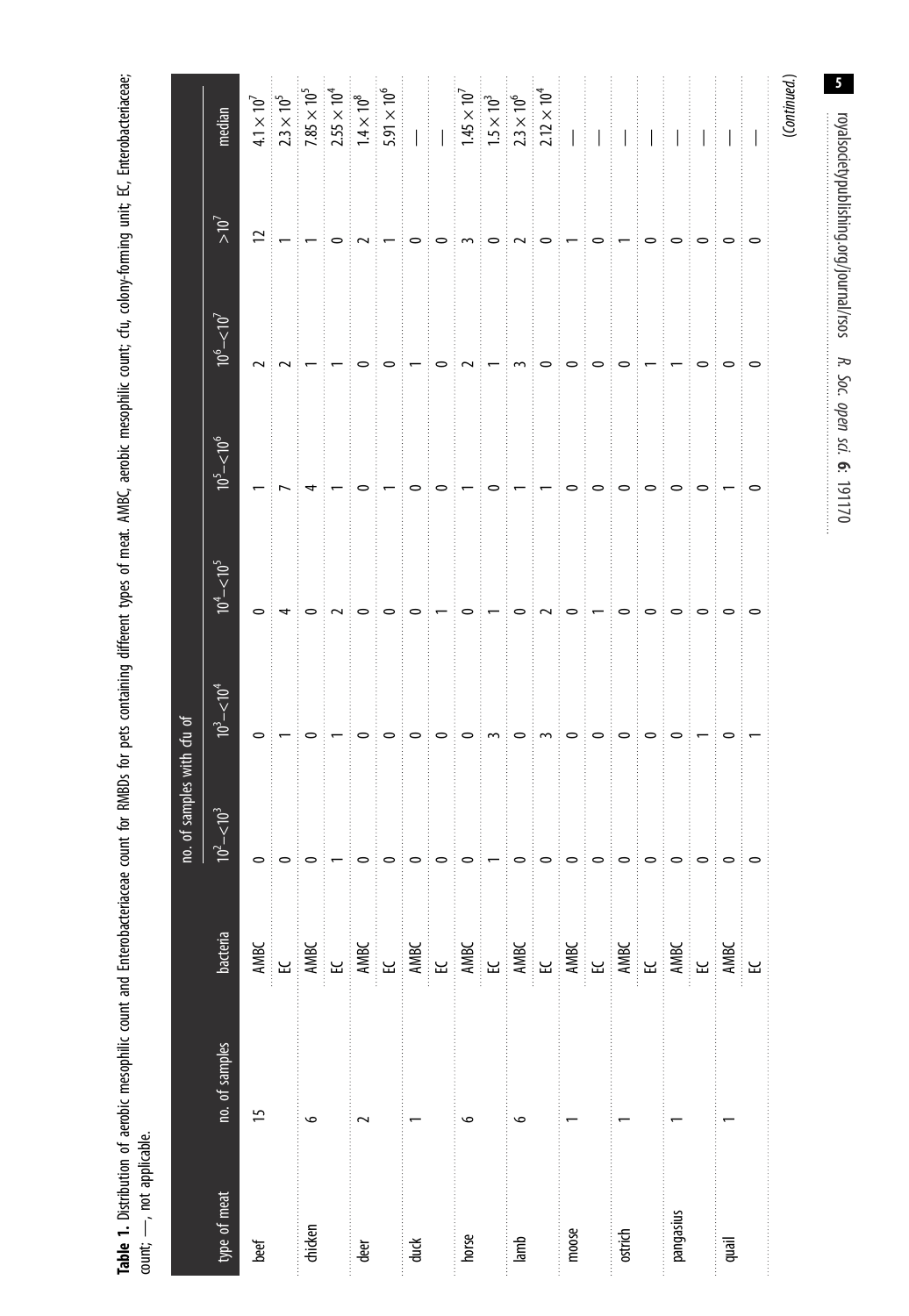**Table 1.** Distribution of aerobic mesophilic count and Enterobacteriaceae count for RMBDs for pets containing different types of meat. AMBC, aerobic mesophilic count; cfu, colony-forming unit; EC, Enterobacteriaceae count; —, not applicable.

| type of meat | no. of samples | bacteria | no. of samples with cfu of | | | | | | median |
|---|---|---|---|---|---|---|---|---|---|
| | | | $10^2$–$<10^3$ | $10^3$–$<10^4$ | $10^4$–$<10^5$ | $10^5$–$<10^6$ | $10^6$–$<10^7$ | $>10^7$ | |
| beef | 15 | AMBC | 0 | 0 | 0 | 1 | 2 | 12 | $4.1 \times 10^7$ |
| | | EC | 0 | 1 | 4 | 7 | 2 | 1 | $2.3 \times 10^5$ |
| chicken | 6 | AMBC | 0 | 0 | 0 | 4 | 1 | 1 | $7.85 \times 10^5$ |
| | | EC | 1 | 1 | 2 | 1 | 1 | 0 | $2.55 \times 10^4$ |
| deer | 2 | AMBC | 0 | 0 | 0 | 0 | 0 | 2 | $1.4 \times 10^8$ |
| | | EC | 0 | 0 | 0 | 1 | 0 | 1 | $5.91 \times 10^6$ |
| duck | 1 | AMBC | 0 | 0 | 0 | 0 | 1 | 0 | — |
| | | EC | 0 | 0 | 1 | 0 | 0 | 0 | — |
| horse | 6 | AMBC | 0 | 0 | 0 | 1 | 2 | 3 | $1.45 \times 10^7$ |
| | | EC | 1 | 3 | 1 | 0 | 1 | 0 | $1.5 \times 10^3$ |
| lamb | 6 | AMBC | 0 | 0 | 0 | 1 | 3 | 2 | $2.3 \times 10^6$ |
| | | EC | 0 | 3 | 2 | 1 | 0 | 0 | $2.12 \times 10^4$ |
| moose | 1 | AMBC | 0 | 0 | 0 | 0 | 0 | 1 | — |
| | | EC | 0 | 0 | 1 | 0 | 0 | 0 | — |
| ostrich | 1 | AMBC | 0 | 0 | 0 | 0 | 0 | 1 | — |
| | | EC | 0 | 0 | 0 | 0 | 1 | 0 | — |
| pangasius | 1 | AMBC | 0 | 0 | 0 | 0 | 1 | 0 | — |
| | | EC | 0 | 1 | 0 | 0 | 0 | 0 | — |
| quail | 1 | AMBC | 0 | 0 | 0 | 1 | 0 | 0 | — |
| | | EC | 0 | 1 | 0 | 0 | 0 | 0 | — |

(Continued.)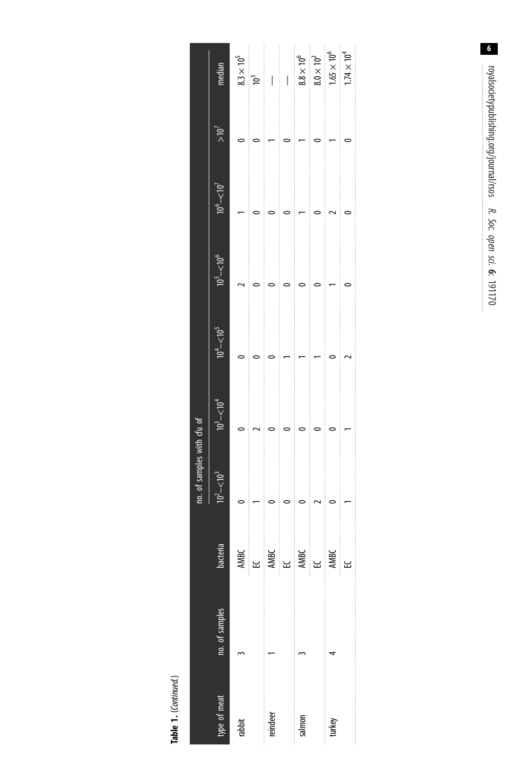**Table 1.** (*Continued.*)

| type of meat | no. of samples | bacteria | no. of samples with cfu of | | | | | | median |
|---|---|---|---|---|---|---|---|---|---|
| | | | $10^2$–$<10^3$ | $10^3$–$<10^4$ | $10^4$–$<10^5$ | $10^5$–$<10^6$ | $10^6$–$<10^7$ | $>10^7$ | |
| rabbit | 3 | AMBC | 0 | 0 | 0 | 2 | 1 | 0 | $8.3 \times 10^5$ |
| | | EC | 1 | 2 | 0 | 0 | 0 | 0 | $10^3$ |
| reindeer | 1 | AMBC | 0 | 0 | 0 | 0 | 0 | 1 | — |
| | | EC | 0 | 0 | 1 | 0 | 0 | 0 | — |
| salmon | 3 | AMBC | 0 | 0 | 1 | 0 | 1 | 1 | $8.8 \times 10^6$ |
| | | EC | 2 | 0 | 1 | 0 | 0 | 0 | $8.0 \times 10^2$ |
| turkey | 4 | AMBC | 0 | 0 | 0 | 1 | 2 | 1 | $1.65 \times 10^6$ |
| | | EC | 1 | 1 | 2 | 0 | 0 | 0 | $1.74 \times 10^4$ |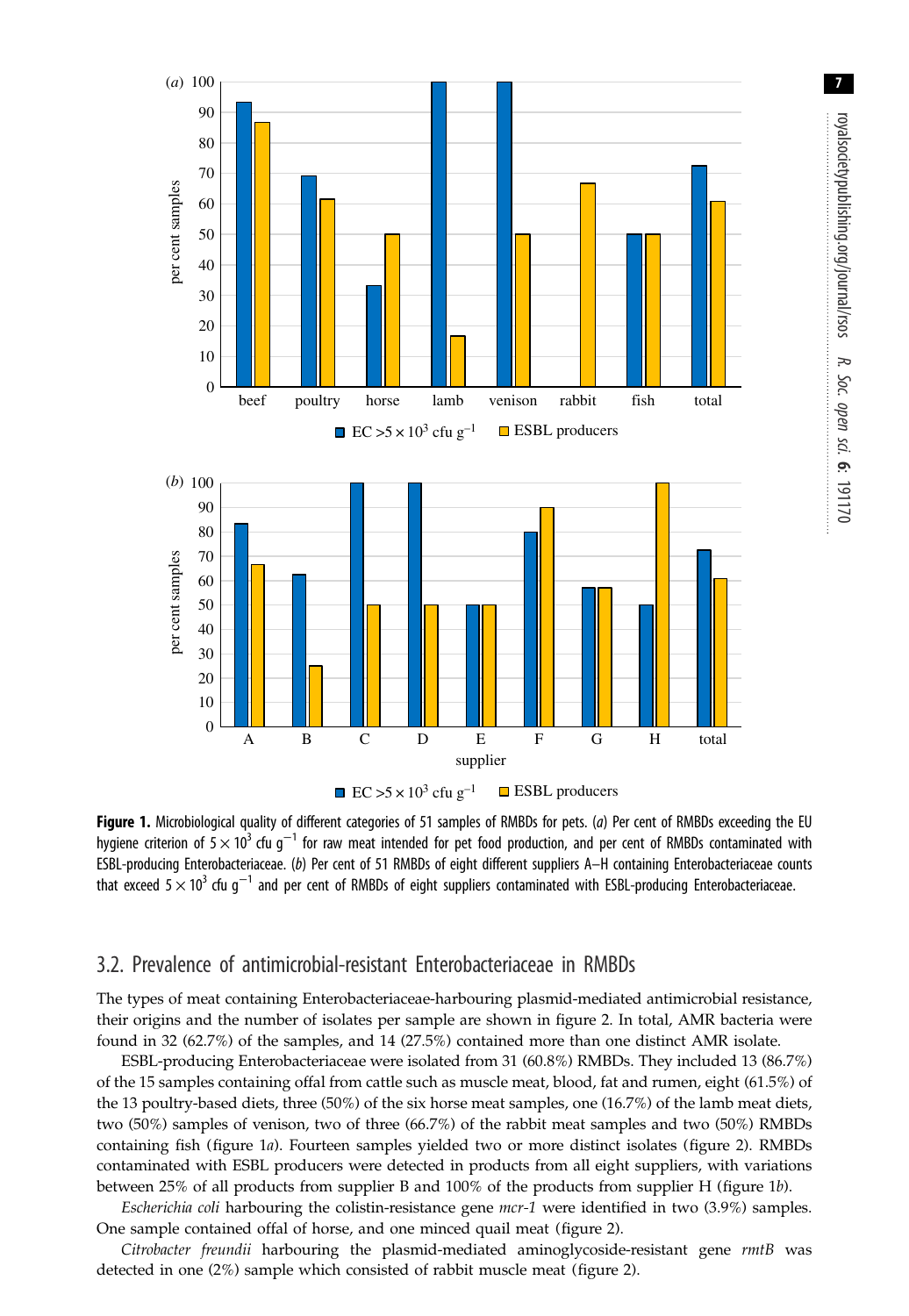**Figure 1.** Microbiological quality of different categories of 51 samples of RMBDs for pets. (*a*) Per cent of RMBDs exceeding the EU hygiene criterion of $5 \times 10^3$ cfu g$^{-1}$ for raw meat intended for pet food production, and per cent of RMBDs contaminated with ESBL-producing Enterobacteriaceae. (*b*) Per cent of 51 RMBDs of eight different suppliers A–H containing Enterobacteriaceae counts that exceed $5 \times 10^3$ cfu g$^{-1}$ and per cent of RMBDs of eight suppliers contaminated with ESBL-producing Enterobacteriaceae.

## 3.2. Prevalence of antimicrobial-resistant Enterobacteriaceae in RMBDs

The types of meat containing Enterobacteriaceae-harbouring plasmid-mediated antimicrobial resistance, their origins and the number of isolates per sample are shown in figure 2. In total, AMR bacteria were found in 32 (62.7%) of the samples, and 14 (27.5%) contained more than one distinct AMR isolate.

ESBL-producing Enterobacteriaceae were isolated from 31 (60.8%) RMBDs. They included 13 (86.7%) of the 15 samples containing offal from cattle such as muscle meat, blood, fat and rumen, eight (61.5%) of the 13 poultry-based diets, three (50%) of the six horse meat samples, one (16.7%) of the lamb meat diets, two (50%) samples of venison, two of three (66.7%) of the rabbit meat samples and two (50%) RMBDs containing fish (figure 1*a*). Fourteen samples yielded two or more distinct isolates (figure 2). RMBDs contaminated with ESBL producers were detected in products from all eight suppliers, with variations between 25% of all products from supplier B and 100% of the products from supplier H (figure 1*b*).

*Escherichia coli* harbouring the colistin-resistance gene *mcr-1* were identified in two (3.9%) samples. One sample contained offal of horse, and one minced quail meat (figure 2).

*Citrobacter freundii* harbouring the plasmid-mediated aminoglycoside-resistant gene *rmtB* was detected in one (2%) sample which consisted of rabbit muscle meat (figure 2).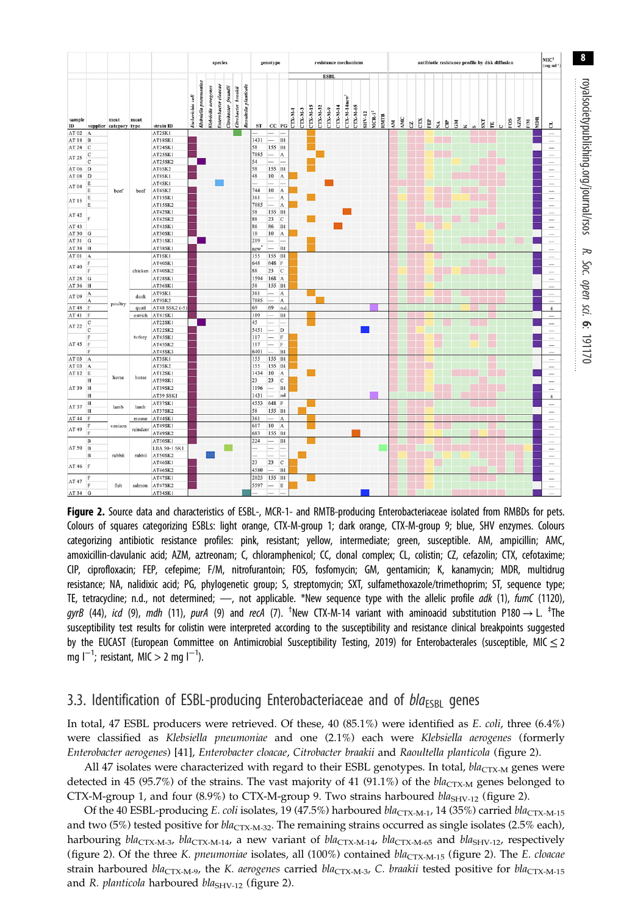| sample ID | supplier | meat category | meat type | strain ID | ST | CC | PG | CL MIC[‡] (mg l⁻¹) |
|---|---|---|---|---|---|---|---|---|
| AT 02 | A | beef | beef | AT2SK1 | — | — | — | — |
| AT 18 | B | | | AT18SK1 | 1431 | — | B1 | — |
| AT 24 | C | | | AT24SK1 | 58 | 155 | B1 | — |
| AT 25 | C | | | AT25SK1 | 7085 | — | A | — |
| | C | | | AT25SK2 | 54 | — | — | — |
| AT 06 | D | | | AT6SK2 | 58 | 155 | B1 | — |
| AT 08 | D | | | AT8SK1 | 48 | 10 | A | — |
| AT 04 | E | | | AT4SK1 | — | — | — | — |
| | E | | | AT4SK2 | 744 | 10 | A | — |
| AT 15 | E | | | AT15SK1 | 361 | — | A | — |
| | E | | | AT15SK2 | 7085 | — | A | — |
| AT 42 | F | | | AT42SK1 | 58 | 155 | B1 | — |
| | | | | AT42SK2 | 88 | 23 | C | — |
| AT 43 | F | | | AT43SK1 | 86 | 86 | B1 | — |
| AT 30 | G | | | AT30SK1 | 10 | 10 | A | — |
| AT 31 | G | | | AT31SK1 | 219 | — | — | — |
| AT 38 | H | | | AT38SK1 | new* | — | B1 | — |
| AT 01 | A | poultry | chicken | AT1SK1 | 155 | 155 | B1 | — |
| AT 40 | F | | | AT40SK1 | 648 | 648 | F | — |
| | F | | | AT40SK2 | 88 | 23 | C | — |
| AT 28 | G | | | AT28SK1 | 1594 | 168 | A | — |
| AT 36 | H | | | AT36SK1 | 58 | 155 | B1 | — |
| AT 09 | A | | duck | AT9SK1 | 361 | — | A | — |
| | A | | | AT9SK2 | 7085 | — | A | — |
| AT 48 | F | | quail | AT48 SSK2 (-5) | 69 | 69 | n.d. | 4 |
| AT 41 | F | | ostrich | AT41SK1 | 109 | — | B1 | — |
| AT 22 | C | | turkey | AT22SK1 | 45 | — | — | — |
| | C | | | AT22SK2 | 5451 | — | D | — |
| AT 45 | F | | | AT45SK1 | 117 | — | F | — |
| | F | | | AT45SK2 | 117 | — | F | — |
| | F | | | AT45SK3 | 6401 | — | B1 | — |
| AT 03 | A | horse | horse | AT3SK1 | 155 | 155 | B1 | — |
| AT 03 | A | | | AT3SK2 | 155 | 155 | B1 | — |
| AT 12 | E | | | AT12SK1 | 1434 | 10 | A | — |
| AT 39 | H | | | AT39SK1 | 23 | 23 | C | — |
| | H | | | AT39SK2 | 1196 | — | B1 | — |
| | H | | | AT39 SSK1 | 1431 | — | nd | 8 |
| AT 37 | H | lamb | lamb | AT37SK1 | 4553 | 648 | F | — |
| | H | | | AT37SK2 | 58 | 155 | B1 | — |
| AT 44 | F | venison | moose | AT44SK1 | 361 | — | A | — |
| AT 49 | F | | reindeer | AT49SK1 | 617 | 10 | A | — |
| | F | | | AT49SK2 | 683 | 155 | B1 | — |
| AT 50 | B | rabbit | rabbit | AT50SK1 | 224 | — | B1 | — |
| | B | | | LBA 50-1 SK1 | — | — | — | — |
| | B | | | AT50SK2 | — | — | — | — |
| AT 46 | F | | | AT46SK1 | 23 | 23 | C | — |
| | F | | | AT46SK2 | 4580 | — | B1 | — |
| AT 47 | F | fish | salmon | AT47SK1 | 2025 | 155 | B1 | — |
| | F | | | AT47SK2 | 5597 | — | E | — |
| AT 34 | G | | | AT34SK1 | — | — | — | — |

**Figure 2.** Source data and characteristics of ESBL-, MCR-1- and RMTB-producing Enterobacteriaceae isolated from RMBDs for pets. Colours of squares categorizing ESBLs: light orange, CTX-M-group 1; dark orange, CTX-M-group 9; blue, SHV enzymes. Colours categorizing antibiotic resistance profiles: pink, resistant; yellow, intermediate; green, susceptible. AM, ampicillin; AMC, amoxicillin-clavulanic acid; AZM, aztreonam; C, chloramphenicol; CC, clonal complex; CL, colistin; CZ, cefazolin; CTX, cefotaxime; CIP, ciprofloxacin; FEP, cefepime; F/M, nitrofurantoin; FOS, fosfomycin; GM, gentamicin; K, kanamycin; MDR, multidrug resistance; NA, nalidixic acid; PG, phylogenetic group; S, streptomycin; SXT, sulfamethoxazole/trimethoprim; ST, sequence type; TE, tetracycline; n.d., not determined; —, not applicable. *New sequence type with the allelic profile *adk* (1), *fumC* (1120), *gyrB* (44), *icd* (9), *mdh* (11), *purA* (9) and *recA* (7). [†]New CTX-M-14 variant with aminoacid substitution P180 → L. [‡]The susceptibility test results for colistin were interpreted according to the susceptibility and resistance clinical breakpoints suggested by the EUCAST (European Committee on Antimicrobial Susceptibility Testing, 2019) for Enterobacterales (susceptible, MIC ≤ 2 mg l⁻¹; resistant, MIC > 2 mg l⁻¹).

### 3.3. Identification of ESBL-producing Enterobacteriaceae and of $bla_{ESBL}$ genes

In total, 47 ESBL producers were retrieved. Of these, 40 (85.1%) were identified as *E. coli*, three (6.4%) were classified as *Klebsiella pneumoniae* and one (2.1%) each were *Klebsiella aerogenes* (formerly *Enterobacter aerogenes*) [41], *Enterobacter cloacae*, *Citrobacter braakii* and *Raoultella planticola* (figure 2).

All 47 isolates were characterized with regard to their ESBL genotypes. In total, $bla_{CTX-M}$ genes were detected in 45 (95.7%) of the strains. The vast majority of 41 (91.1%) of the $bla_{CTX-M}$ genes belonged to CTX-M-group 1, and four (8.9%) to CTX-M-group 9. Two strains harboured $bla_{SHV-12}$ (figure 2).

Of the 40 ESBL-producing *E. coli* isolates, 19 (47.5%) harboured $bla_{CTX-M-1}$, 14 (35%) carried $bla_{CTX-M-15}$ and two (5%) tested positive for $bla_{CTX-M-32}$. The remaining strains occurred as single isolates (2.5% each), harbouring $bla_{CTX-M-3}$, $bla_{CTX-M-14}$, a new variant of $bla_{CTX-M-14}$, $bla_{CTX-M-65}$ and $bla_{SHV-12}$, respectively (figure 2). Of the three *K. pneumoniae* isolates, all (100%) contained $bla_{CTX-M-15}$ (figure 2). The *E. cloacae* strain harboured $bla_{CTX-M-9}$, the *K. aerogenes* carried $bla_{CTX-M-3}$, *C. braakii* tested positive for $bla_{CTX-M-15}$ and *R. planticola* harboured $bla_{SHV-12}$ (figure 2).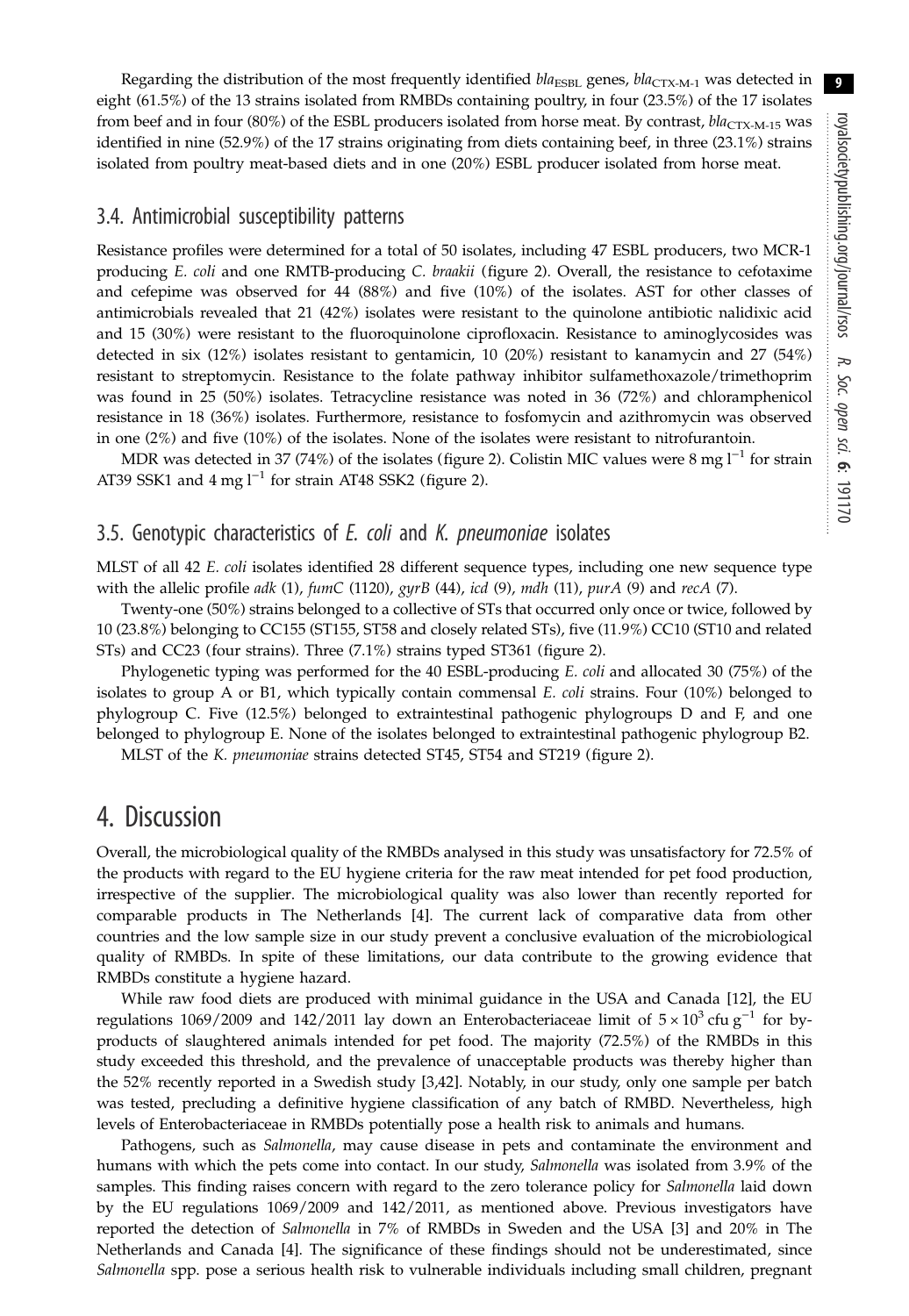Regarding the distribution of the most frequently identified $bla_{ESBL}$ genes, $bla_{CTX-M-1}$ was detected in eight (61.5%) of the 13 strains isolated from RMBDs containing poultry, in four (23.5%) of the 17 isolates from beef and in four (80%) of the ESBL producers isolated from horse meat. By contrast, $bla_{CTX-M-15}$ was identified in nine (52.9%) of the 17 strains originating from diets containing beef, in three (23.1%) strains isolated from poultry meat-based diets and in one (20%) ESBL producer isolated from horse meat.

## 3.4. Antimicrobial susceptibility patterns

Resistance profiles were determined for a total of 50 isolates, including 47 ESBL producers, two MCR-1 producing *E. coli* and one RMTB-producing *C. braakii* (figure 2). Overall, the resistance to cefotaxime and cefepime was observed for 44 (88%) and five (10%) of the isolates. AST for other classes of antimicrobials revealed that 21 (42%) isolates were resistant to the quinolone antibiotic nalidixic acid and 15 (30%) were resistant to the fluoroquinolone ciprofloxacin. Resistance to aminoglycosides was detected in six (12%) isolates resistant to gentamicin, 10 (20%) resistant to kanamycin and 27 (54%) resistant to streptomycin. Resistance to the folate pathway inhibitor sulfamethoxazole/trimethoprim was found in 25 (50%) isolates. Tetracycline resistance was noted in 36 (72%) and chloramphenicol resistance in 18 (36%) isolates. Furthermore, resistance to fosfomycin and azithromycin was observed in one (2%) and five (10%) of the isolates. None of the isolates were resistant to nitrofurantoin.

MDR was detected in 37 (74%) of the isolates (figure 2). Colistin MIC values were 8 mg $l^{-1}$ for strain AT39 SSK1 and 4 mg $l^{-1}$ for strain AT48 SSK2 (figure 2).

## 3.5. Genotypic characteristics of *E. coli* and *K. pneumoniae* isolates

MLST of all 42 *E. coli* isolates identified 28 different sequence types, including one new sequence type with the allelic profile *adk* (1), *fumC* (1120), *gyrB* (44), *icd* (9), *mdh* (11), *purA* (9) and *recA* (7).

Twenty-one (50%) strains belonged to a collective of STs that occurred only once or twice, followed by 10 (23.8%) belonging to CC155 (ST155, ST58 and closely related STs), five (11.9%) CC10 (ST10 and related STs) and CC23 (four strains). Three (7.1%) strains typed ST361 (figure 2).

Phylogenetic typing was performed for the 40 ESBL-producing *E. coli* and allocated 30 (75%) of the isolates to group A or B1, which typically contain commensal *E. coli* strains. Four (10%) belonged to phylogroup C. Five (12.5%) belonged to extraintestinal pathogenic phylogroups D and F, and one belonged to phylogroup E. None of the isolates belonged to extraintestinal pathogenic phylogroup B2.

MLST of the *K. pneumoniae* strains detected ST45, ST54 and ST219 (figure 2).

# 4. Discussion

Overall, the microbiological quality of the RMBDs analysed in this study was unsatisfactory for 72.5% of the products with regard to the EU hygiene criteria for the raw meat intended for pet food production, irrespective of the supplier. The microbiological quality was also lower than recently reported for comparable products in The Netherlands [4]. The current lack of comparative data from other countries and the low sample size in our study prevent a conclusive evaluation of the microbiological quality of RMBDs. In spite of these limitations, our data contribute to the growing evidence that RMBDs constitute a hygiene hazard.

While raw food diets are produced with minimal guidance in the USA and Canada [12], the EU regulations 1069/2009 and 142/2011 lay down an Enterobacteriaceae limit of $5 \times 10^3$ cfu $g^{-1}$ for by-products of slaughtered animals intended for pet food. The majority (72.5%) of the RMBDs in this study exceeded this threshold, and the prevalence of unacceptable products was thereby higher than the 52% recently reported in a Swedish study [3,42]. Notably, in our study, only one sample per batch was tested, precluding a definitive hygiene classification of any batch of RMBD. Nevertheless, high levels of Enterobacteriaceae in RMBDs potentially pose a health risk to animals and humans.

Pathogens, such as *Salmonella*, may cause disease in pets and contaminate the environment and humans with which the pets come into contact. In our study, *Salmonella* was isolated from 3.9% of the samples. This finding raises concern with regard to the zero tolerance policy for *Salmonella* laid down by the EU regulations 1069/2009 and 142/2011, as mentioned above. Previous investigators have reported the detection of *Salmonella* in 7% of RMBDs in Sweden and the USA [3] and 20% in The Netherlands and Canada [4]. The significance of these findings should not be underestimated, since *Salmonella* spp. pose a serious health risk to vulnerable individuals including small children, pregnant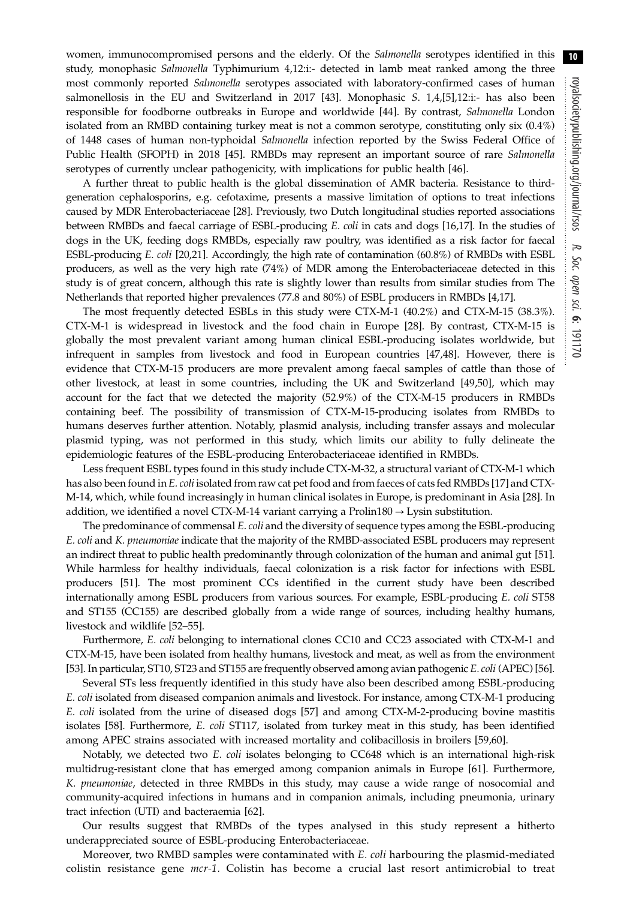women, immunocompromised persons and the elderly. Of the *Salmonella* serotypes identified in this study, monophasic *Salmonella* Typhimurium 4,12:i:- detected in lamb meat ranked among the three most commonly reported *Salmonella* serotypes associated with laboratory-confirmed cases of human salmonellosis in the EU and Switzerland in 2017 [43]. Monophasic *S.* 1,4,[5],12:i:- has also been responsible for foodborne outbreaks in Europe and worldwide [44]. By contrast, *Salmonella* London isolated from an RMBD containing turkey meat is not a common serotype, constituting only six (0.4%) of 1448 cases of human non-typhoidal *Salmonella* infection reported by the Swiss Federal Office of Public Health (SFOPH) in 2018 [45]. RMBDs may represent an important source of rare *Salmonella* serotypes of currently unclear pathogenicity, with implications for public health [46].

A further threat to public health is the global dissemination of AMR bacteria. Resistance to third-generation cephalosporins, e.g. cefotaxime, presents a massive limitation of options to treat infections caused by MDR Enterobacteriaceae [28]. Previously, two Dutch longitudinal studies reported associations between RMBDs and faecal carriage of ESBL-producing *E. coli* in cats and dogs [16,17]. In the studies of dogs in the UK, feeding dogs RMBDs, especially raw poultry, was identified as a risk factor for faecal ESBL-producing *E. coli* [20,21]. Accordingly, the high rate of contamination (60.8%) of RMBDs with ESBL producers, as well as the very high rate (74%) of MDR among the Enterobacteriaceae detected in this study is of great concern, although this rate is slightly lower than results from similar studies from The Netherlands that reported higher prevalences (77.8 and 80%) of ESBL producers in RMBDs [4,17].

The most frequently detected ESBLs in this study were CTX-M-1 (40.2%) and CTX-M-15 (38.3%). CTX-M-1 is widespread in livestock and the food chain in Europe [28]. By contrast, CTX-M-15 is globally the most prevalent variant among human clinical ESBL-producing isolates worldwide, but infrequent in samples from livestock and food in European countries [47,48]. However, there is evidence that CTX-M-15 producers are more prevalent among faecal samples of cattle than those of other livestock, at least in some countries, including the UK and Switzerland [49,50], which may account for the fact that we detected the majority (52.9%) of the CTX-M-15 producers in RMBDs containing beef. The possibility of transmission of CTX-M-15-producing isolates from RMBDs to humans deserves further attention. Notably, plasmid analysis, including transfer assays and molecular plasmid typing, was not performed in this study, which limits our ability to fully delineate the epidemiologic features of the ESBL-producing Enterobacteriaceae identified in RMBDs.

Less frequent ESBL types found in this study include CTX-M-32, a structural variant of CTX-M-1 which has also been found in *E. coli* isolated from raw cat pet food and from faeces of cats fed RMBDs [17] and CTX-M-14, which, while found increasingly in human clinical isolates in Europe, is predominant in Asia [28]. In addition, we identified a novel CTX-M-14 variant carrying a Prolin180 → Lysin substitution.

The predominance of commensal *E. coli* and the diversity of sequence types among the ESBL-producing *E. coli* and *K. pneumoniae* indicate that the majority of the RMBD-associated ESBL producers may represent an indirect threat to public health predominantly through colonization of the human and animal gut [51]. While harmless for healthy individuals, faecal colonization is a risk factor for infections with ESBL producers [51]. The most prominent CCs identified in the current study have been described internationally among ESBL producers from various sources. For example, ESBL-producing *E. coli* ST58 and ST155 (CC155) are described globally from a wide range of sources, including healthy humans, livestock and wildlife [52–55].

Furthermore, *E. coli* belonging to international clones CC10 and CC23 associated with CTX-M-1 and CTX-M-15, have been isolated from healthy humans, livestock and meat, as well as from the environment [53]. In particular, ST10, ST23 and ST155 are frequently observed among avian pathogenic *E. coli* (APEC) [56].

Several STs less frequently identified in this study have also been described among ESBL-producing *E. coli* isolated from diseased companion animals and livestock. For instance, among CTX-M-1 producing *E. coli* isolated from the urine of diseased dogs [57] and among CTX-M-2-producing bovine mastitis isolates [58]. Furthermore, *E. coli* ST117, isolated from turkey meat in this study, has been identified among APEC strains associated with increased mortality and colibacillosis in broilers [59,60].

Notably, we detected two *E. coli* isolates belonging to CC648 which is an international high-risk multidrug-resistant clone that has emerged among companion animals in Europe [61]. Furthermore, *K. pneumoniae*, detected in three RMBDs in this study, may cause a wide range of nosocomial and community-acquired infections in humans and in companion animals, including pneumonia, urinary tract infection (UTI) and bacteraemia [62].

Our results suggest that RMBDs of the types analysed in this study represent a hitherto underappreciated source of ESBL-producing Enterobacteriaceae.

Moreover, two RMBD samples were contaminated with *E. coli* harbouring the plasmid-mediated colistin resistance gene *mcr-1*. Colistin has become a crucial last resort antimicrobial to treat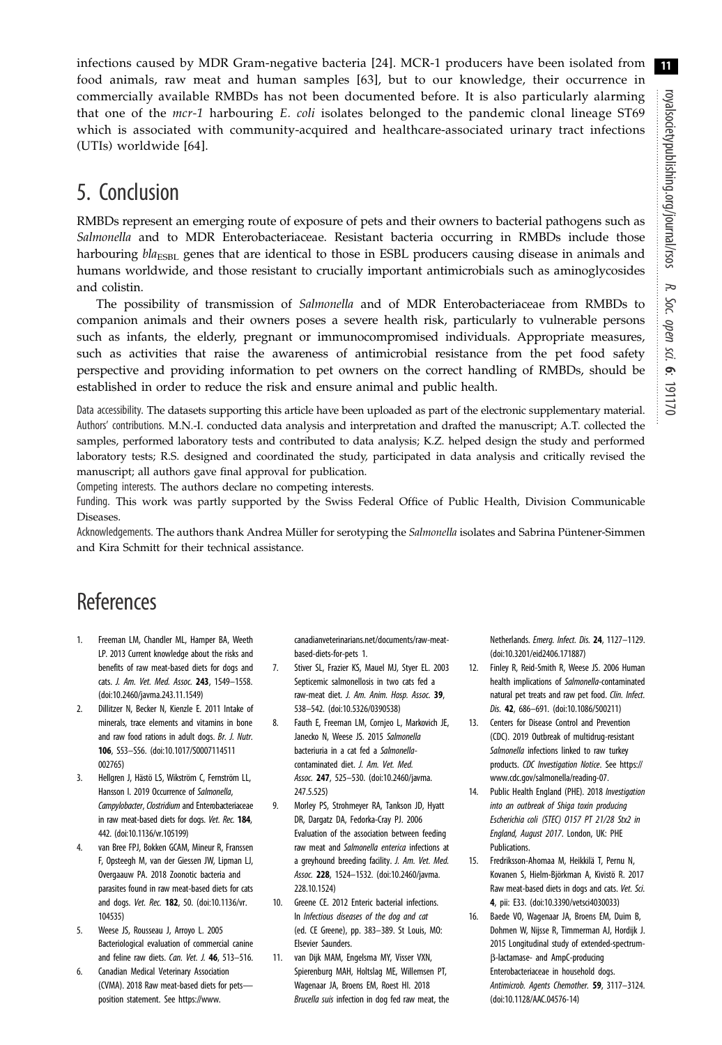infections caused by MDR Gram-negative bacteria [24]. MCR-1 producers have been isolated from food animals, raw meat and human samples [63], but to our knowledge, their occurrence in commercially available RMBDs has not been documented before. It is also particularly alarming that one of the *mcr-1* harbouring *E. coli* isolates belonged to the pandemic clonal lineage ST69 which is associated with community-acquired and healthcare-associated urinary tract infections (UTIs) worldwide [64].

## 5. Conclusion

RMBDs represent an emerging route of exposure of pets and their owners to bacterial pathogens such as *Salmonella* and to MDR Enterobacteriaceae. Resistant bacteria occurring in RMBDs include those harbouring $bla_{ESBL}$ genes that are identical to those in ESBL producers causing disease in animals and humans worldwide, and those resistant to crucially important antimicrobials such as aminoglycosides and colistin.

The possibility of transmission of *Salmonella* and of MDR Enterobacteriaceae from RMBDs to companion animals and their owners poses a severe health risk, particularly to vulnerable persons such as infants, the elderly, pregnant or immunocompromised individuals. Appropriate measures, such as activities that raise the awareness of antimicrobial resistance from the pet food safety perspective and providing information to pet owners on the correct handling of RMBDs, should be established in order to reduce the risk and ensure animal and public health.

Data accessibility. The datasets supporting this article have been uploaded as part of the electronic supplementary material.

Authors' contributions. M.N.-I. conducted data analysis and interpretation and drafted the manuscript; A.T. collected the samples, performed laboratory tests and contributed to data analysis; K.Z. helped design the study and performed laboratory tests; R.S. designed and coordinated the study, participated in data analysis and critically revised the manuscript; all authors gave final approval for publication.

Competing interests. The authors declare no competing interests.

Funding. This work was partly supported by the Swiss Federal Office of Public Health, Division Communicable Diseases.

Acknowledgements. The authors thank Andrea Müller for serotyping the *Salmonella* isolates and Sabrina Püntener-Simmen and Kira Schmitt for their technical assistance.

# References

1. Freeman LM, Chandler ML, Hamper BA, Weeth LP. 2013 Current knowledge about the risks and benefits of raw meat-based diets for dogs and cats. *J. Am. Vet. Med. Assoc.* **243**, 1549–1558. (doi:10.2460/javma.243.11.1549)
2. Dillitzer N, Becker N, Kienzle E. 2011 Intake of minerals, trace elements and vitamins in bone and raw food rations in adult dogs. *Br. J. Nutr.* **106**, S53–S56. (doi:10.1017/S0007114511002765)
3. Hellgren J, Hästö LS, Wikström C, Fernström LL, Hansson I. 2019 Occurrence of *Salmonella*, *Campylobacter*, *Clostridium* and Enterobacteriaceae in raw meat-based diets for dogs. *Vet. Rec.* **184**, 442. (doi:10.1136/vr.105199)
4. van Bree FPJ, Bokken GCAM, Mineur R, Franssen F, Opsteegh M, van der Giessen JW, Lipman LJ, Overgaauw PA. 2018 Zoonotic bacteria and parasites found in raw meat-based diets for cats and dogs. *Vet. Rec.* **182**, 50. (doi:10.1136/vr.104535)
5. Weese JS, Rousseau J, Arroyo L. 2005 Bacteriological evaluation of commercial canine and feline raw diets. *Can. Vet. J.* **46**, 513–516.
6. Canadian Medical Veterinary Association (CVMA). 2018 Raw meat-based diets for pets—position statement. See https://www.canadianveterinarians.net/documents/raw-meat-based-diets-for-pets 1.
7. Stiver SL, Frazier KS, Mauel MJ, Styer EL. 2003 Septicemic salmonellosis in two cats fed a raw-meat diet. *J. Am. Anim. Hosp. Assoc.* **39**, 538–542. (doi:10.5326/0390538)
8. Fauth E, Freeman LM, Cornjeo L, Markovich JE, Janecko N, Weese JS. 2015 *Salmonella* bacteriuria in a cat fed a *Salmonella*-contaminated diet. *J. Am. Vet. Med. Assoc.* **247**, 525–530. (doi:10.2460/javma.247.5.525)
9. Morley PS, Strohmeyer RA, Tankson JD, Hyatt DR, Dargatz DA, Fedorka-Cray PJ. 2006 Evaluation of the association between feeding raw meat and *Salmonella enterica* infections at a greyhound breeding facility. *J. Am. Vet. Med. Assoc.* **228**, 1524–1532. (doi:10.2460/javma.228.10.1524)
10. Greene CE. 2012 Enteric bacterial infections. In *Infectious diseases of the dog and cat* (ed. CE Greene), pp. 383–389. St Louis, MO: Elsevier Saunders.
11. van Dijk MAM, Engelsma MY, Visser VXN, Spierenburg MAH, Holtslag ME, Willemsen PT, Wagenaar JA, Broens EM, Roest HI. 2018 *Brucella suis* infection in dog fed raw meat, the Netherlands. *Emerg. Infect. Dis.* **24**, 1127–1129. (doi:10.3201/eid2406.171887)
12. Finley R, Reid-Smith R, Weese JS. 2006 Human health implications of *Salmonella*-contaminated natural pet treats and raw pet food. *Clin. Infect. Dis.* **42**, 686–691. (doi:10.1086/500211)
13. Centers for Disease Control and Prevention (CDC). 2019 Outbreak of multidrug-resistant *Salmonella* infections linked to raw turkey products. *CDC Investigation Notice*. See https://www.cdc.gov/salmonella/reading-07.
14. Public Health England (PHE). 2018 *Investigation into an outbreak of Shiga toxin producing Escherichia coli (STEC) O157 PT 21/28 Stx2 in England, August 2017*. London, UK: PHE Publications.
15. Fredriksson-Ahomaa M, Heikkilä T, Pernu N, Kovanen S, Hielm-Björkman A, Kivistö R. 2017 Raw meat-based diets in dogs and cats. *Vet. Sci.* **4**, pii: E33. (doi:10.3390/vetsci4030033)
16. Baede VO, Wagenaar JA, Broens EM, Duim B, Dohmen W, Nijsse R, Timmerman AJ, Hordijk J. 2015 Longitudinal study of extended-spectrum-β-lactamase- and AmpC-producing Enterobacteriaceae in household dogs. *Antimicrob. Agents Chemother.* **59**, 3117–3124. (doi:10.1128/AAC.04576-14)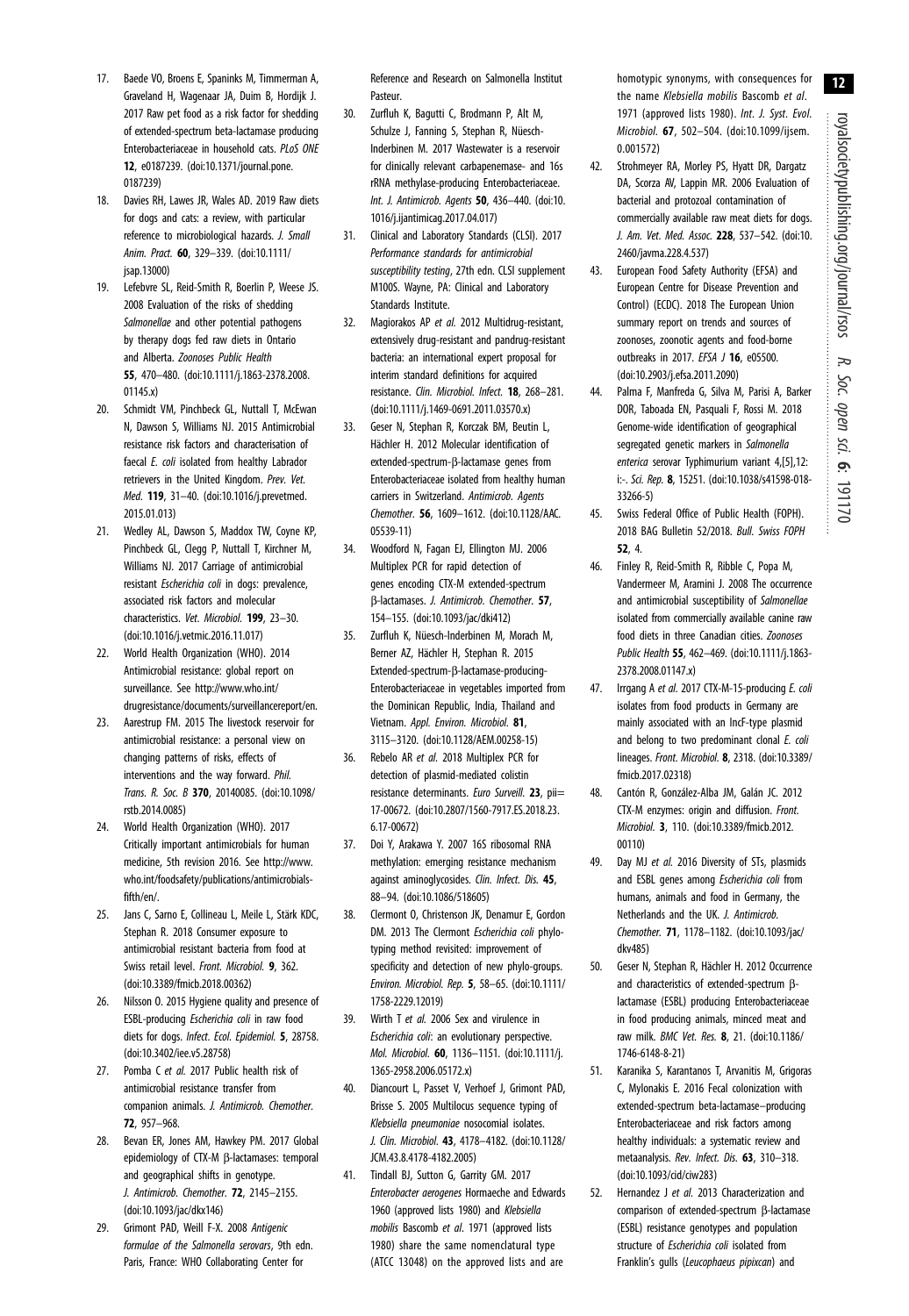17. Baede VO, Broens E, Spaninks M, Timmerman A, Graveland H, Wagenaar JA, Duim B, Hordijk J. 2017 Raw pet food as a risk factor for shedding of extended-spectrum beta-lactamase producing Enterobacteriaceae in household cats. *PLoS ONE* **12**, e0187239. (doi:10.1371/journal.pone.0187239)
18. Davies RH, Lawes JR, Wales AD. 2019 Raw diets for dogs and cats: a review, with particular reference to microbiological hazards. *J. Small Anim. Pract.* **60**, 329–339. (doi:10.1111/jsap.13000)
19. Lefebvre SL, Reid-Smith R, Boerlin P, Weese JS. 2008 Evaluation of the risks of shedding *Salmonellae* and other potential pathogens by therapy dogs fed raw diets in Ontario and Alberta. *Zoonoses Public Health* **55**, 470–480. (doi:10.1111/j.1863-2378.2008.01145.x)
20. Schmidt VM, Pinchbeck GL, Nuttall T, McEwan N, Dawson S, Williams NJ. 2015 Antimicrobial resistance risk factors and characterisation of faecal *E. coli* isolated from healthy Labrador retrievers in the United Kingdom. *Prev. Vet. Med.* **119**, 31–40. (doi:10.1016/j.prevetmed.2015.01.013)
21. Wedley AL, Dawson S, Maddox TW, Coyne KP, Pinchbeck GL, Clegg P, Nuttall T, Kirchner M, Williams NJ. 2017 Carriage of antimicrobial resistant *Escherichia coli* in dogs: prevalence, associated risk factors and molecular characteristics. *Vet. Microbiol.* **199**, 23–30. (doi:10.1016/j.vetmic.2016.11.017)
22. World Health Organization (WHO). 2014 Antimicrobial resistance: global report on surveillance. See http://www.who.int/drugresistance/documents/surveillancereport/en.
23. Aarestrup FM. 2015 The livestock reservoir for antimicrobial resistance: a personal view on changing patterns of risks, effects of interventions and the way forward. *Phil. Trans. R. Soc. B* **370**, 20140085. (doi:10.1098/rstb.2014.0085)
24. World Health Organization (WHO). 2017 Critically important antimicrobials for human medicine, 5th revision 2016. See http://www.who.int/foodsafety/publications/antimicrobials-fifth/en/.
25. Jans C, Sarno E, Collineau L, Meile L, Stärk KDC, Stephan R. 2018 Consumer exposure to antimicrobial resistant bacteria from food at Swiss retail level. *Front. Microbiol.* **9**, 362. (doi:10.3389/fmicb.2018.00362)
26. Nilsson O. 2015 Hygiene quality and presence of ESBL-producing *Escherichia coli* in raw food diets for dogs. *Infect. Ecol. Epidemiol.* **5**, 28758. (doi:10.3402/iee.v5.28758)
27. Pomba C *et al.* 2017 Public health risk of antimicrobial resistance transfer from companion animals. *J. Antimicrob. Chemother.* **72**, 957–968.
28. Bevan ER, Jones AM, Hawkey PM. 2017 Global epidemiology of CTX-M β-lactamases: temporal and geographical shifts in genotype. *J. Antimicrob. Chemother.* **72**, 2145–2155. (doi:10.1093/jac/dkx146)
29. Grimont PAD, Weill F-X. 2008 *Antigenic formulae of the Salmonella serovars*, 9th edn. Paris, France: WHO Collaborating Center for Reference and Research on Salmonella Institut Pasteur.
30. Zurfluh K, Bagutti C, Brodmann P, Alt M, Schulze J, Fanning S, Stephan R, Nüesch-Inderbinen M. 2017 Wastewater is a reservoir for clinically relevant carbapenemase- and 16s rRNA methylase-producing Enterobacteriaceae. *Int. J. Antimicrob. Agents* **50**, 436–440. (doi:10.1016/j.ijantimicag.2017.04.017)
31. Clinical and Laboratory Standards (CLSI). 2017 *Performance standards for antimicrobial susceptibility testing*, 27th edn. CLSI supplement M100S. Wayne, PA: Clinical and Laboratory Standards Institute.
32. Magiorakos AP *et al.* 2012 Multidrug-resistant, extensively drug-resistant and pandrug-resistant bacteria: an international expert proposal for interim standard definitions for acquired resistance. *Clin. Microbiol. Infect.* **18**, 268–281. (doi:10.1111/j.1469-0691.2011.03570.x)
33. Geser N, Stephan R, Korczak BM, Beutin L, Hächler H. 2012 Molecular identification of extended-spectrum-β-lactamase genes from Enterobacteriaceae isolated from healthy human carriers in Switzerland. *Antimicrob. Agents Chemother.* **56**, 1609–1612. (doi:10.1128/AAC.05539-11)
34. Woodford N, Fagan EJ, Ellington MJ. 2006 Multiplex PCR for rapid detection of genes encoding CTX-M extended-spectrum β-lactamases. *J. Antimicrob. Chemother.* **57**, 154–155. (doi:10.1093/jac/dki412)
35. Zurfluh K, Nüesch-Inderbinen M, Morach M, Berner AZ, Hächler H, Stephan R. 2015 Extended-spectrum-β-lactamase-producing-Enterobacteriaceae in vegetables imported from the Dominican Republic, India, Thailand and Vietnam. *Appl. Environ. Microbiol.* **81**, 3115–3120. (doi:10.1128/AEM.00258-15)
36. Rebelo AR *et al.* 2018 Multiplex PCR for detection of plasmid-mediated colistin resistance determinants. *Euro Surveill.* **23**, pii=17-00672. (doi:10.2807/1560-7917.ES.2018.23.6.17-00672)
37. Doi Y, Arakawa Y. 2007 16S ribosomal RNA methylation: emerging resistance mechanism against aminoglycosides. *Clin. Infect. Dis.* **45**, 88–94. (doi:10.1086/518605)
38. Clermont O, Christenson JK, Denamur E, Gordon DM. 2013 The Clermont *Escherichia coli* phylo-typing method revisited: improvement of specificity and detection of new phylo-groups. *Environ. Microbiol. Rep.* **5**, 58–65. (doi:10.1111/1758-2229.12019)
39. Wirth T *et al.* 2006 Sex and virulence in *Escherichia coli*: an evolutionary perspective. *Mol. Microbiol.* **60**, 1136–1151. (doi:10.1111/j.1365-2958.2006.05172.x)
40. Diancourt L, Passet V, Verhoef J, Grimont PAD, Brisse S. 2005 Multilocus sequence typing of *Klebsiella pneumoniae* nosocomial isolates. *J. Clin. Microbiol.* **43**, 4178–4182. (doi:10.1128/JCM.43.8.4178-4182.2005)
41. Tindall BJ, Sutton G, Garrity GM. 2017 *Enterobacter aerogenes* Hormaeche and Edwards 1960 (approved lists 1980) and *Klebsiella mobilis* Bascomb *et al.* 1971 (approved lists 1980) share the same nomenclatural type (ATCC 13048) on the approved lists and are homotypic synonyms, with consequences for the name *Klebsiella mobilis* Bascomb *et al.* 1971 (approved lists 1980). *Int. J. Syst. Evol. Microbiol.* **67**, 502–504. (doi:10.1099/ijsem.0.001572)
42. Strohmeyer RA, Morley PS, Hyatt DR, Dargatz DA, Scorza AV, Lappin MR. 2006 Evaluation of bacterial and protozoal contamination of commercially available raw meat diets for dogs. *J. Am. Vet. Med. Assoc.* **228**, 537–542. (doi:10.2460/javma.228.4.537)
43. European Food Safety Authority (EFSA) and European Centre for Disease Prevention and Control) (ECDC). 2018 The European Union summary report on trends and sources of zoonoses, zoonotic agents and food-borne outbreaks in 2017. *EFSA J* **16**, e05500. (doi:10.2903/j.efsa.2011.2090)
44. Palma F, Manfreda G, Silva M, Parisi A, Barker DOR, Taboada EN, Pasquali F, Rossi M. 2018 Genome-wide identification of geographical segregated genetic markers in *Salmonella enterica* serovar Typhimurium variant 4,[5],12:i:-. *Sci. Rep.* **8**, 15251. (doi:10.1038/s41598-018-33266-5)
45. Swiss Federal Office of Public Health (FOPH). 2018 BAG Bulletin 52/2018. *Bull. Swiss FOPH* **52**, 4.
46. Finley R, Reid-Smith R, Ribble C, Popa M, Vandermeer M, Aramini J. 2008 The occurrence and antimicrobial susceptibility of *Salmonellae* isolated from commercially available canine raw food diets in three Canadian cities. *Zoonoses Public Health* **55**, 462–469. (doi:10.1111/j.1863-2378.2008.01147.x)
47. Irrgang A *et al.* 2017 CTX-M-15-producing *E. coli* isolates from food products in Germany are mainly associated with an IncF-type plasmid and belong to two predominant clonal *E. coli* lineages. *Front. Microbiol.* **8**, 2318. (doi:10.3389/fmicb.2017.02318)
48. Cantón R, González-Alba JM, Galán JC. 2012 CTX-M enzymes: origin and diffusion. *Front. Microbiol.* **3**, 110. (doi:10.3389/fmicb.2012.00110)
49. Day MJ *et al.* 2016 Diversity of STs, plasmids and ESBL genes among *Escherichia coli* from humans, animals and food in Germany, the Netherlands and the UK. *J. Antimicrob. Chemother.* **71**, 1178–1182. (doi:10.1093/jac/dkv485)
50. Geser N, Stephan R, Hächler H. 2012 Occurrence and characteristics of extended-spectrum β-lactamase (ESBL) producing Enterobacteriaceae in food producing animals, minced meat and raw milk. *BMC Vet. Res.* **8**, 21. (doi:10.1186/1746-6148-8-21)
51. Karanika S, Karantanos T, Arvanitis M, Grigoras C, Mylonakis E. 2016 Fecal colonization with extended-spectrum beta-lactamase–producing Enterobacteriaceae and risk factors among healthy individuals: a systematic review and metaanalysis. *Rev. Infect. Dis.* **63**, 310–318. (doi:10.1093/cid/ciw283)
52. Hernandez J *et al.* 2013 Characterization and comparison of extended-spectrum β-lactamase (ESBL) resistance genotypes and population structure of *Escherichia coli* isolated from Franklin's gulls (*Leucophaeus pipixcan*) and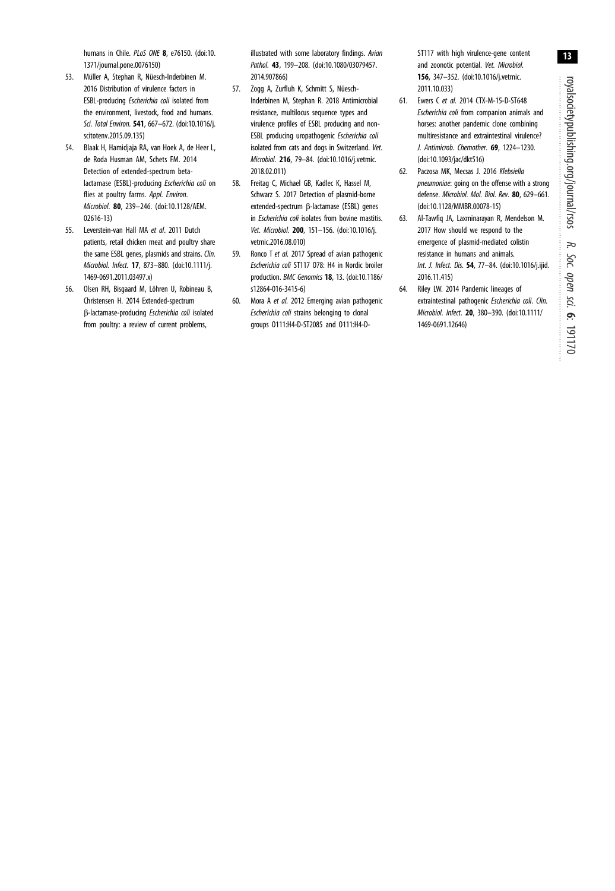humans in Chile. *PLoS ONE* **8**, e76150. (doi:10.1371/journal.pone.0076150)

53. Müller A, Stephan R, Nüesch-Inderbinen M. 2016 Distribution of virulence factors in ESBL-producing *Escherichia coli* isolated from the environment, livestock, food and humans. *Sci. Total Environ.* **541**, 667–672. (doi:10.1016/j.scitotenv.2015.09.135)
54. Blaak H, Hamidjaja RA, van Hoek A, de Heer L, de Roda Husman AM, Schets FM. 2014 Detection of extended-spectrum beta-lactamase (ESBL)-producing *Escherichia coli* on flies at poultry farms. *Appl. Environ. Microbiol.* **80**, 239–246. (doi:10.1128/AEM.02616-13)
55. Leverstein-van Hall MA *et al*. 2011 Dutch patients, retail chicken meat and poultry share the same ESBL genes, plasmids and strains. *Clin. Microbiol. Infect.* **17**, 873–880. (doi:10.1111/j.1469-0691.2011.03497.x)
56. Olsen RH, Bisgaard M, Löhren U, Robineau B, Christensen H. 2014 Extended-spectrum β-lactamase-producing *Escherichia coli* isolated from poultry: a review of current problems, illustrated with some laboratory findings. *Avian Pathol.* **43**, 199–208. (doi:10.1080/03079457.2014.907866)
57. Zogg A, Zurfluh K, Schmitt S, Nüesch-Inderbinen M, Stephan R. 2018 Antimicrobial resistance, multilocus sequence types and virulence profiles of ESBL producing and non-ESBL producing uropathogenic *Escherichia coli* isolated from cats and dogs in Switzerland. *Vet. Microbiol.* **216**, 79–84. (doi:10.1016/j.vetmic.2018.02.011)
58. Freitag C, Michael GB, Kadlec K, Hassel M, Schwarz S. 2017 Detection of plasmid-borne extended-spectrum β-lactamase (ESBL) genes in *Escherichia coli* isolates from bovine mastitis. *Vet. Microbiol.* **200**, 151–156. (doi:10.1016/j.vetmic.2016.08.010)
59. Ronco T *et al.* 2017 Spread of avian pathogenic *Escherichia coli* ST117 O78: H4 in Nordic broiler production. *BMC Genomics* **18**, 13. (doi:10.1186/s12864-016-3415-6)
60. Mora A *et al.* 2012 Emerging avian pathogenic *Escherichia coli* strains belonging to clonal groups O111:H4-D-ST2085 and O111:H4-D-ST117 with high virulence-gene content and zoonotic potential. *Vet. Microbiol.* **156**, 347–352. (doi:10.1016/j.vetmic.2011.10.033)
61. Ewers C *et al.* 2014 CTX-M-15-D-ST648 *Escherichia coli* from companion animals and horses: another pandemic clone combining multiresistance and extraintestinal virulence? *J. Antimicrob. Chemother.* **69**, 1224–1230. (doi:10.1093/jac/dkt516)
62. Paczosa MK, Mecsas J. 2016 *Klebsiella pneumoniae*: going on the offense with a strong defense. *Microbiol. Mol. Biol. Rev.* **80**, 629–661. (doi:10.1128/MMBR.00078-15)
63. Al-Tawfiq JA, Laxminarayan R, Mendelson M. 2017 How should we respond to the emergence of plasmid-mediated colistin resistance in humans and animals. *Int. J. Infect. Dis.* **54**, 77–84. (doi:10.1016/j.ijid.2016.11.415)
64. Riley LW. 2014 Pandemic lineages of extraintestinal pathogenic *Escherichia coli*. *Clin. Microbiol. Infect.* **20**, 380–390. (doi:10.1111/1469-0691.12646)